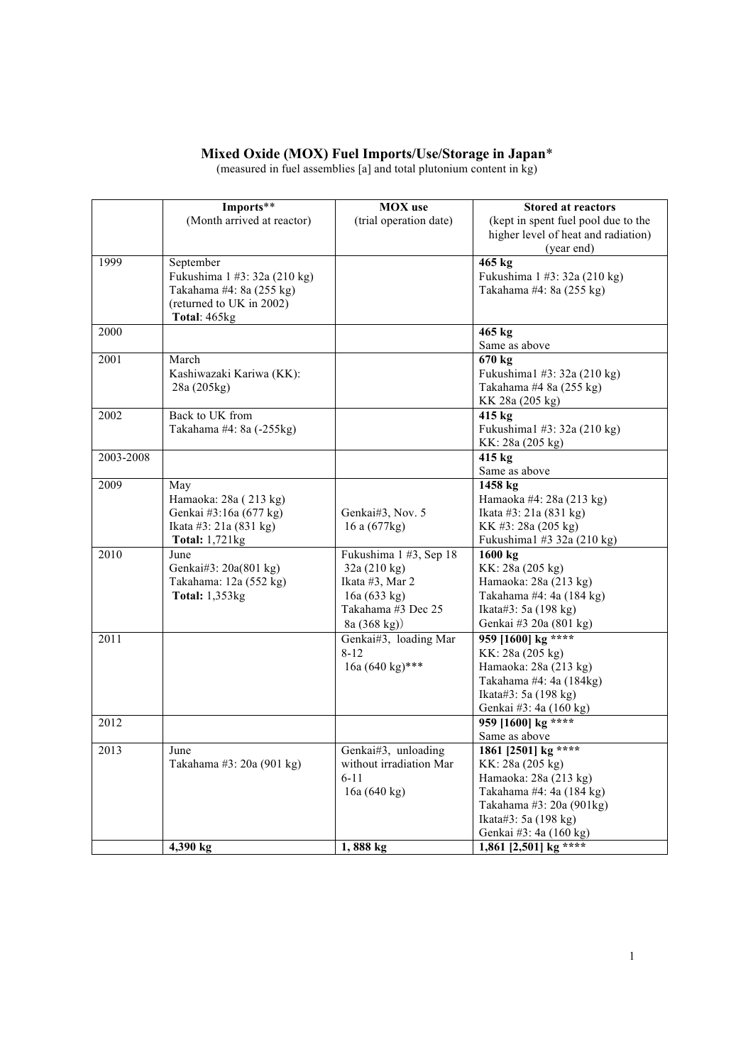# Mixed Oxide (MOX) Fuel Imports/Use/Storage in Japan*

(measured in fuel assemblies [a] and total plutonium content in kg)

| | Imports** (Month arrived at reactor) | MOX use (trial operation date) | Stored at reactors (kept in spent fuel pool due to the higher level of heat and radiation) (year end) |
|---|---|---|---|
| 1999 | September<br>Fukushima 1 #3: 32a (210 kg)<br>Takahama #4: 8a (255 kg)<br>(returned to UK in 2002)<br>**Total**: 465kg | | **465 kg**<br>Fukushima 1 #3: 32a (210 kg)<br>Takahama #4: 8a (255 kg) |
| 2000 | | | **465 kg**<br>Same as above |
| 2001 | March<br>Kashiwazaki Kariwa (KK):<br>28a (205kg) | | **670 kg**<br>Fukushima1 #3: 32a (210 kg)<br>Takahama #4 8a (255 kg)<br>KK 28a (205 kg) |
| 2002 | Back to UK from<br>Takahama #4: 8a (-255kg) | | **415 kg**<br>Fukushima1 #3: 32a (210 kg)<br>KK: 28a (205 kg) |
| 2003-2008 | | | **415 kg**<br>Same as above |
| 2009 | May<br>Hamaoka: 28a ( 213 kg)<br>Genkai #3:16a (677 kg)<br>Ikata #3: 21a (831 kg)<br>**Total:** 1,721kg | Genkai#3, Nov. 5<br>16 a (677kg) | **1458 kg**<br>Hamaoka #4: 28a (213 kg)<br>Ikata #3: 21a (831 kg)<br>KK #3: 28a (205 kg)<br>Fukushima1 #3 32a (210 kg) |
| 2010 | June<br>Genkai#3: 20a(801 kg)<br>Takahama: 12a (552 kg)<br>**Total:** 1,353kg | Fukushima 1 #3, Sep 18<br>32a (210 kg)<br>Ikata #3, Mar 2<br>16a (633 kg)<br>Takahama #3 Dec 25<br>8a (368 kg)) | **1600 kg**<br>KK: 28a (205 kg)<br>Hamaoka: 28a (213 kg)<br>Takahama #4: 4a (184 kg)<br>Ikata#3: 5a (198 kg)<br>Genkai #3 20a (801 kg) |
| 2011 | | Genkai#3, loading Mar 8-12<br>16a (640 kg)*** | **959 [1600] kg \*\*\*\***<br>KK: 28a (205 kg)<br>Hamaoka: 28a (213 kg)<br>Takahama #4: 4a (184kg)<br>Ikata#3: 5a (198 kg)<br>Genkai #3: 4a (160 kg) |
| 2012 | | | **959 [1600] kg \*\*\*\***<br>Same as above |
| 2013 | June<br>Takahama #3: 20a (901 kg) | Genkai#3, unloading without irradiation Mar 6-11<br>16a (640 kg) | **1861 [2501] kg \*\*\*\***<br>KK: 28a (205 kg)<br>Hamaoka: 28a (213 kg)<br>Takahama #4: 4a (184 kg)<br>Takahama #3: 20a (901kg)<br>Ikata#3: 5a (198 kg)<br>Genkai #3: 4a (160 kg) |
| | **4,390 kg** | **1, 888 kg** | **1,861 [2,501] kg \*\*\*\*** |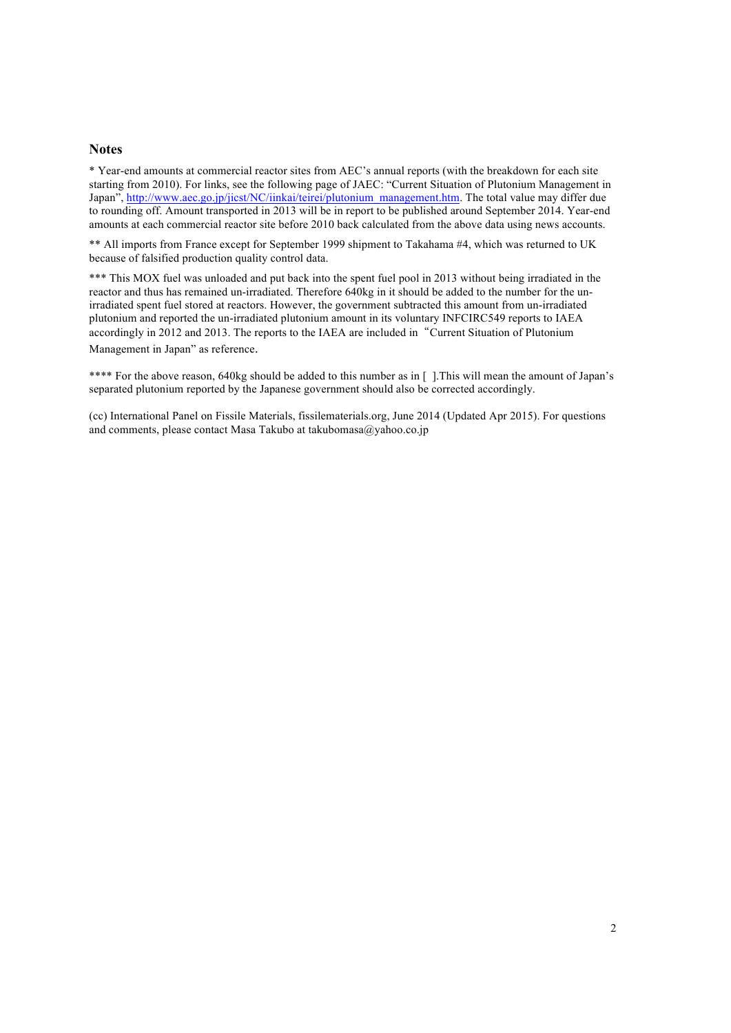## Notes

* Year-end amounts at commercial reactor sites from AEC's annual reports (with the breakdown for each site starting from 2010). For links, see the following page of JAEC: "Current Situation of Plutonium Management in Japan", http://www.aec.go.jp/jicst/NC/iinkai/teirei/plutonium_management.htm. The total value may differ due to rounding off. Amount transported in 2013 will be in report to be published around September 2014. Year-end amounts at each commercial reactor site before 2010 back calculated from the above data using news accounts.

** All imports from France except for September 1999 shipment to Takahama #4, which was returned to UK because of falsified production quality control data.

*** This MOX fuel was unloaded and put back into the spent fuel pool in 2013 without being irradiated in the reactor and thus has remained un-irradiated. Therefore 640kg in it should be added to the number for the un-irradiated spent fuel stored at reactors. However, the government subtracted this amount from un-irradiated plutonium and reported the un-irradiated plutonium amount in its voluntary INFCIRC549 reports to IAEA accordingly in 2012 and 2013. The reports to the IAEA are included in "Current Situation of Plutonium Management in Japan" as reference.

**** For the above reason, 640kg should be added to this number as in [ ].This will mean the amount of Japan's separated plutonium reported by the Japanese government should also be corrected accordingly.

(cc) International Panel on Fissile Materials, fissilematerials.org, June 2014 (Updated Apr 2015). For questions and comments, please contact Masa Takubo at takubomasa@yahoo.co.jp